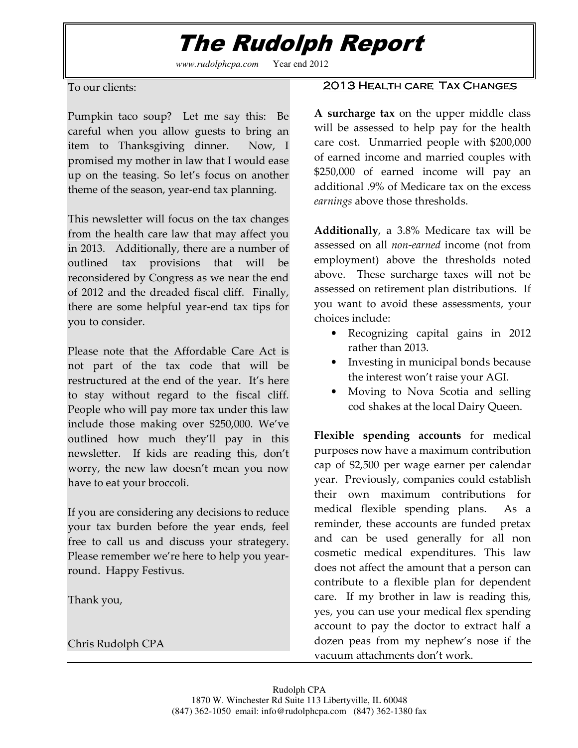# The Rudolph Report

*www.rudolphcpa.com* Year end 2012

To our clients:

Pumpkin taco soup? Let me say this: Be careful when you allow guests to bring an item to Thanksgiving dinner. Now, I promised my mother in law that I would ease up on the teasing. So let's focus on another theme of the season, year-end tax planning.

This newsletter will focus on the tax changes from the health care law that may affect you in 2013. Additionally, there are a number of outlined tax provisions that will be reconsidered by Congress as we near the end of 2012 and the dreaded fiscal cliff. Finally, there are some helpful year-end tax tips for you to consider.

Please note that the Affordable Care Act is not part of the tax code that will be restructured at the end of the year. It's here to stay without regard to the fiscal cliff. People who will pay more tax under this law include those making over $250,000. We've outlined how much they'll pay in this newsletter. If kids are reading this, don't worry, the new law doesn't mean you now have to eat your broccoli.

If you are considering any decisions to reduce your tax burden before the year ends, feel free to call us and discuss your strategery. Please remember we're here to help you year-round. Happy Festivus.

Thank you,

Chris Rudolph CPA

## 2013 Health care Tax Changes

**A surcharge tax** on the upper middle class will be assessed to help pay for the health care cost. Unmarried people with $200,000 of earned income and married couples with $250,000 of earned income will pay an additional .9% of Medicare tax on the excess *earnings* above those thresholds.

**Additionally**, a 3.8% Medicare tax will be assessed on all *non-earned* income (not from employment) above the thresholds noted above. These surcharge taxes will not be assessed on retirement plan distributions. If you want to avoid these assessments, your choices include:

- Recognizing capital gains in 2012 rather than 2013.
- Investing in municipal bonds because the interest won't raise your AGI.
- Moving to Nova Scotia and selling cod shakes at the local Dairy Queen.

**Flexible spending accounts** for medical purposes now have a maximum contribution cap of $2,500 per wage earner per calendar year. Previously, companies could establish their own maximum contributions for medical flexible spending plans. As a reminder, these accounts are funded pretax and can be used generally for all non cosmetic medical expenditures. This law does not affect the amount that a person can contribute to a flexible plan for dependent care. If my brother in law is reading this, yes, you can use your medical flex spending account to pay the doctor to extract half a dozen peas from my nephew's nose if the vacuum attachments don't work.

Rudolph CPA
1870 W. Winchester Rd Suite 113 Libertyville, IL 60048
(847) 362-1050 email: info@rudolphcpa.com (847) 362-1380 fax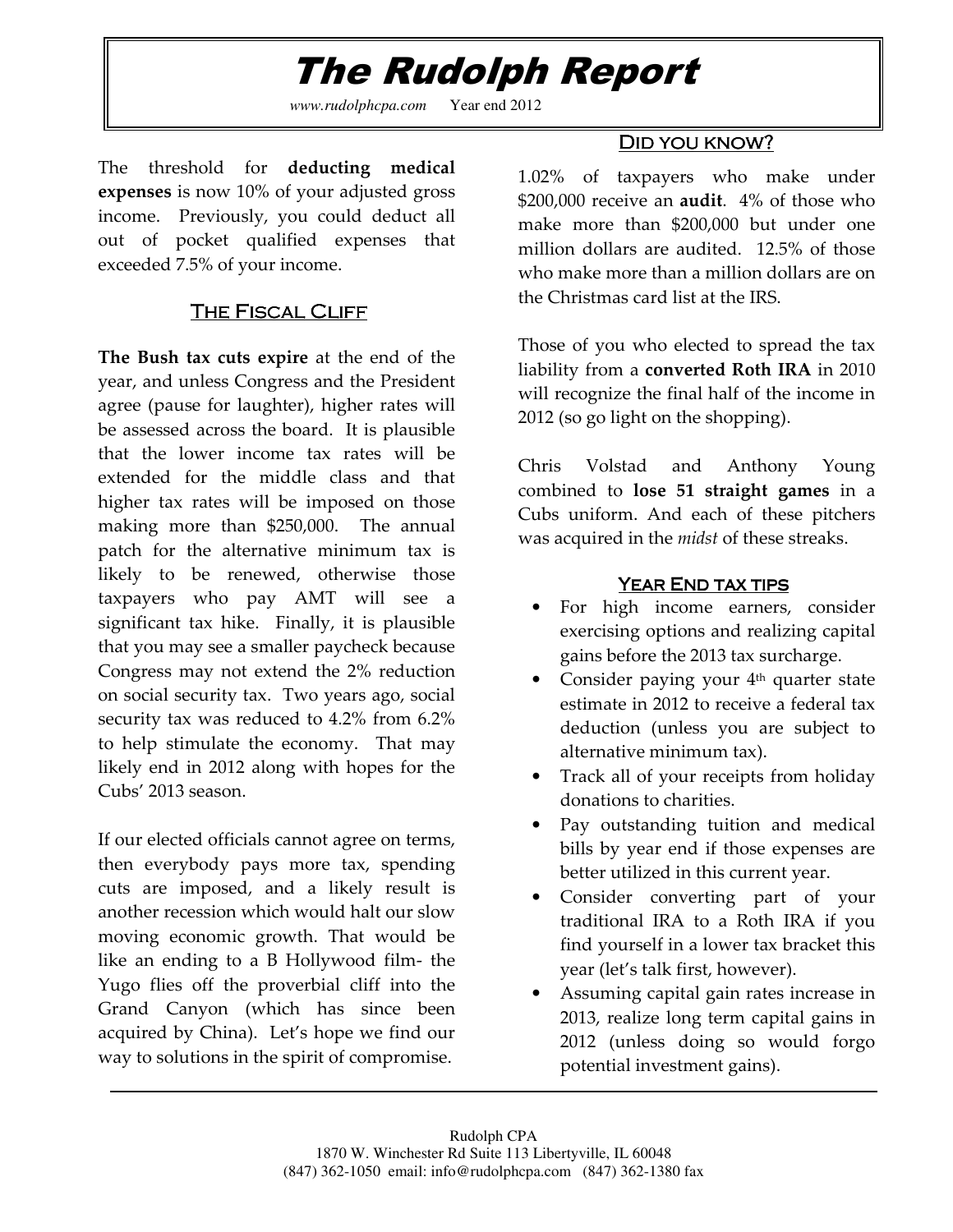# The Rudolph Report

*www.rudolphcpa.com* Year end 2012

The threshold for **deducting medical expenses** is now 10% of your adjusted gross income. Previously, you could deduct all out of pocket qualified expenses that exceeded 7.5% of your income.

## The Fiscal Cliff

**The Bush tax cuts expire** at the end of the year, and unless Congress and the President agree (pause for laughter), higher rates will be assessed across the board. It is plausible that the lower income tax rates will be extended for the middle class and that higher tax rates will be imposed on those making more than $250,000. The annual patch for the alternative minimum tax is likely to be renewed, otherwise those taxpayers who pay AMT will see a significant tax hike. Finally, it is plausible that you may see a smaller paycheck because Congress may not extend the 2% reduction on social security tax. Two years ago, social security tax was reduced to 4.2% from 6.2% to help stimulate the economy. That may likely end in 2012 along with hopes for the Cubs' 2013 season.

If our elected officials cannot agree on terms, then everybody pays more tax, spending cuts are imposed, and a likely result is another recession which would halt our slow moving economic growth. That would be like an ending to a B Hollywood film- the Yugo flies off the proverbial cliff into the Grand Canyon (which has since been acquired by China). Let's hope we find our way to solutions in the spirit of compromise.

## Did you know?

1.02% of taxpayers who make under $200,000 receive an **audit**. 4% of those who make more than $200,000 but under one million dollars are audited. 12.5% of those who make more than a million dollars are on the Christmas card list at the IRS.

Those of you who elected to spread the tax liability from a **converted Roth IRA** in 2010 will recognize the final half of the income in 2012 (so go light on the shopping).

Chris Volstad and Anthony Young combined to **lose 51 straight games** in a Cubs uniform. And each of these pitchers was acquired in the *midst* of these streaks.

## Year End tax tips

- For high income earners, consider exercising options and realizing capital gains before the 2013 tax surcharge.
- Consider paying your 4th quarter state estimate in 2012 to receive a federal tax deduction (unless you are subject to alternative minimum tax).
- Track all of your receipts from holiday donations to charities.
- Pay outstanding tuition and medical bills by year end if those expenses are better utilized in this current year.
- Consider converting part of your traditional IRA to a Roth IRA if you find yourself in a lower tax bracket this year (let's talk first, however).
- Assuming capital gain rates increase in 2013, realize long term capital gains in 2012 (unless doing so would forgo potential investment gains).

---

Rudolph CPA
1870 W. Winchester Rd Suite 113 Libertyville, IL 60048
(847) 362-1050 email: info@rudolphcpa.com (847) 362-1380 fax